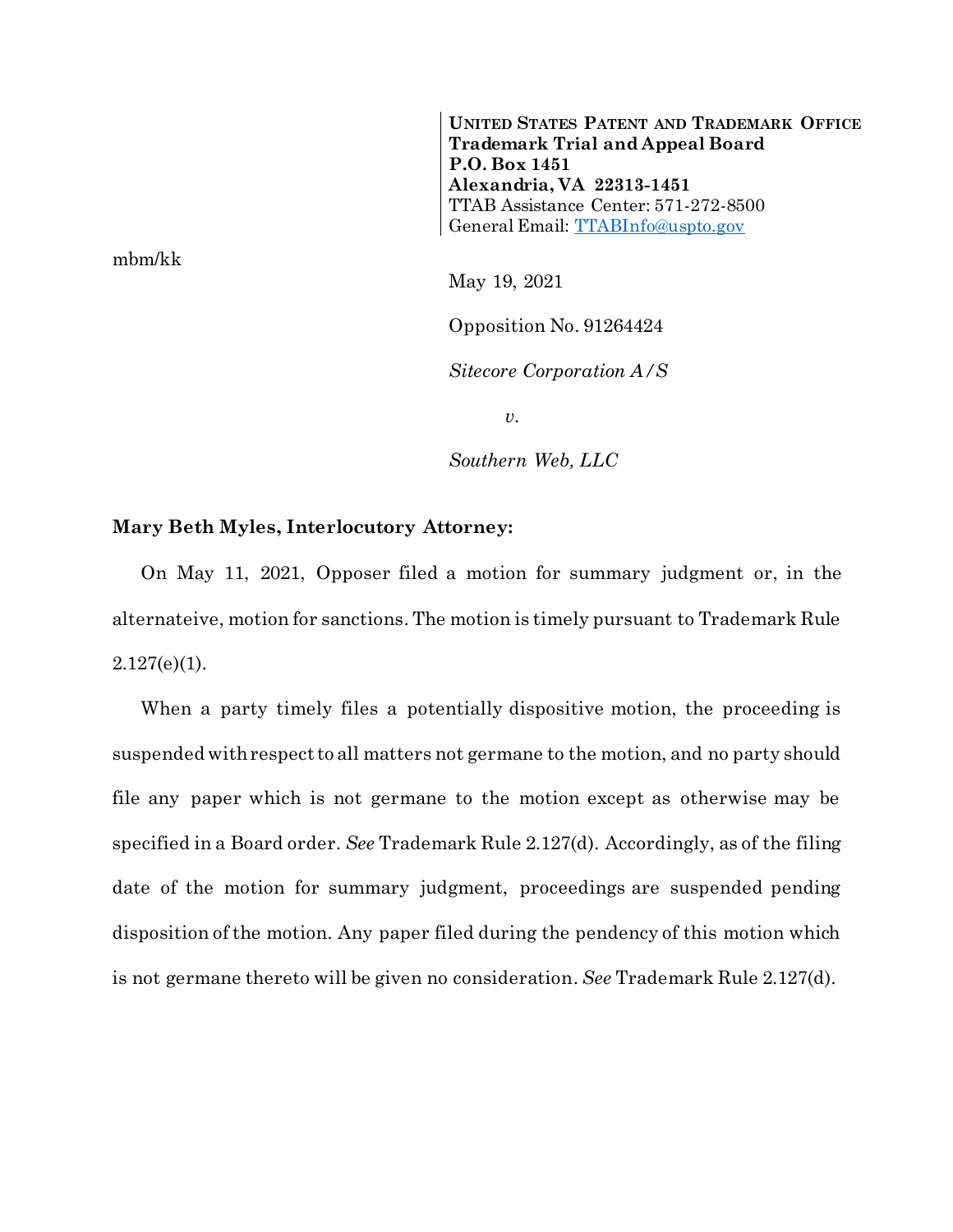**UNITED STATES PATENT AND TRADEMARK OFFICE**
**Trademark Trial and Appeal Board**
**P.O. Box 1451**
**Alexandria, VA 22313-1451**
TTAB Assistance Center: 571-272-8500
General Email: TTABInfo@uspto.gov

mbm/kk

May 19, 2021

Opposition No. 91264424

*Sitecore Corporation A/S*

*v.*

*Southern Web, LLC*

**Mary Beth Myles, Interlocutory Attorney:**

On May 11, 2021, Opposer filed a motion for summary judgment or, in the alternateive, motion for sanctions. The motion is timely pursuant to Trademark Rule 2.127(e)(1).

When a party timely files a potentially dispositive motion, the proceeding is suspended with respect to all matters not germane to the motion, and no party should file any paper which is not germane to the motion except as otherwise may be specified in a Board order. *See* Trademark Rule 2.127(d). Accordingly, as of the filing date of the motion for summary judgment, proceedings are suspended pending disposition of the motion. Any paper filed during the pendency of this motion which is not germane thereto will be given no consideration. *See* Trademark Rule 2.127(d).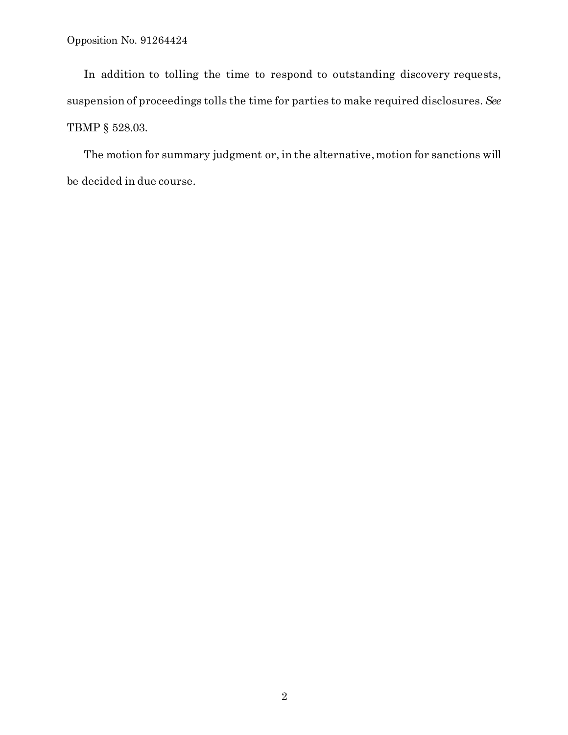In addition to tolling the time to respond to outstanding discovery requests, suspension of proceedings tolls the time for parties to make required disclosures. *See* TBMP § 528.03.

The motion for summary judgment or, in the alternative, motion for sanctions will be decided in due course.